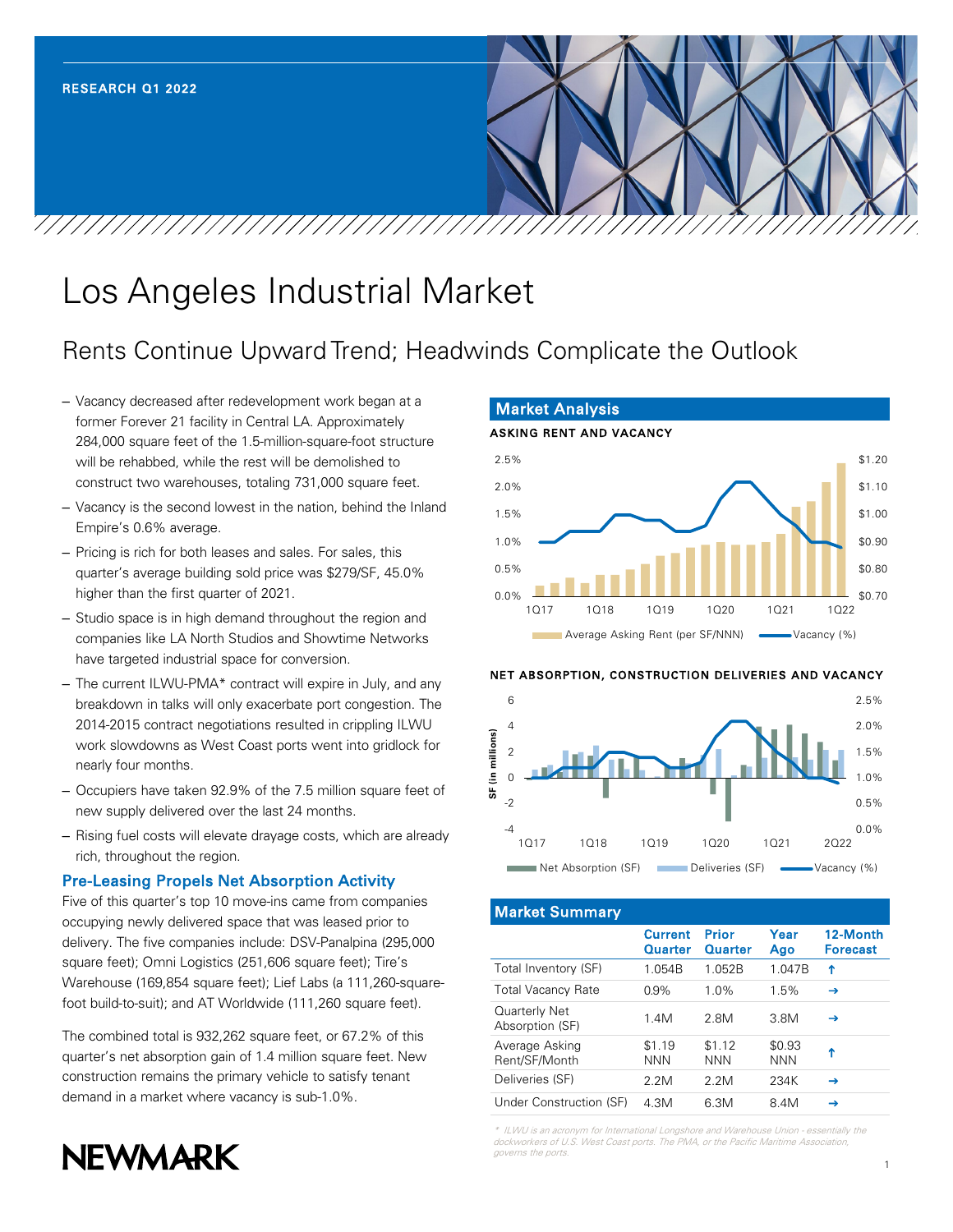RESEARCH Q1 2022

# Los Angeles Industrial Market

## Rents Continue Upward Trend; Headwinds Complicate the Outlook

- Vacancy decreased after redevelopment work began at a former Forever 21 facility in Central LA. Approximately 284,000 square feet of the 1.5-million-square-foot structure will be rehabbed, while the rest will be demolished to construct two warehouses, totaling 731,000 square feet.
- Vacancy is the second lowest in the nation, behind the Inland Empire's 0.6% average.
- Pricing is rich for both leases and sales. For sales, this quarter's average building sold price was $279/SF, 45.0% higher than the first quarter of 2021.
- Studio space is in high demand throughout the region and companies like LA North Studios and Showtime Networks have targeted industrial space for conversion.
- The current ILWU-PMA* contract will expire in July, and any breakdown in talks will only exacerbate port congestion. The 2014-2015 contract negotiations resulted in crippling ILWU work slowdowns as West Coast ports went into gridlock for nearly four months.
- Occupiers have taken 92.9% of the 7.5 million square feet of new supply delivered over the last 24 months.
- Rising fuel costs will elevate drayage costs, which are already rich, throughout the region.

### Pre-Leasing Propels Net Absorption Activity

Five of this quarter's top 10 move-ins came from companies occupying newly delivered space that was leased prior to delivery. The five companies include: DSV-Panalpina (295,000 square feet); Omni Logistics (251,606 square feet); Tire's Warehouse (169,854 square feet); Lief Labs (a 111,260-square-foot build-to-suit); and AT Worldwide (111,260 square feet).

The combined total is 932,262 square feet, or 67.2% of this quarter's net absorption gain of 1.4 million square feet. New construction remains the primary vehicle to satisfy tenant demand in a market where vacancy is sub-1.0%.

## Market Analysis

**ASKING RENT AND VACANCY**

Legend: Average Asking Rent (per SF/NNN); Vacancy (%)

**NET ABSORPTION, CONSTRUCTION DELIVERIES AND VACANCY**

Legend: Net Absorption (SF); Deliveries (SF); Vacancy (%)

## Market Summary

| | Current Quarter | Prior Quarter | Year Ago | 12-Month Forecast |
|---|---|---|---|---|
| Total Inventory (SF) | 1.054B | 1.052B | 1.047B | ↑ |
| Total Vacancy Rate | 0.9% | 1.0% | 1.5% | → |
| Quarterly Net Absorption (SF) | 1.4M | 2.8M | 3.8M | → |
| Average Asking Rent/SF/Month | $1.19 NNN | $1.12 NNN | $0.93 NNN | ↑ |
| Deliveries (SF) | 2.2M | 2.2M | 234K | → |
| Under Construction (SF) | 4.3M | 6.3M | 8.4M | → |

*\* ILWU is an acronym for International Longshore and Warehouse Union - essentially the dockworkers of U.S. West Coast ports. The PMA, or the Pacific Maritime Association, governs the ports.*

NEWMARK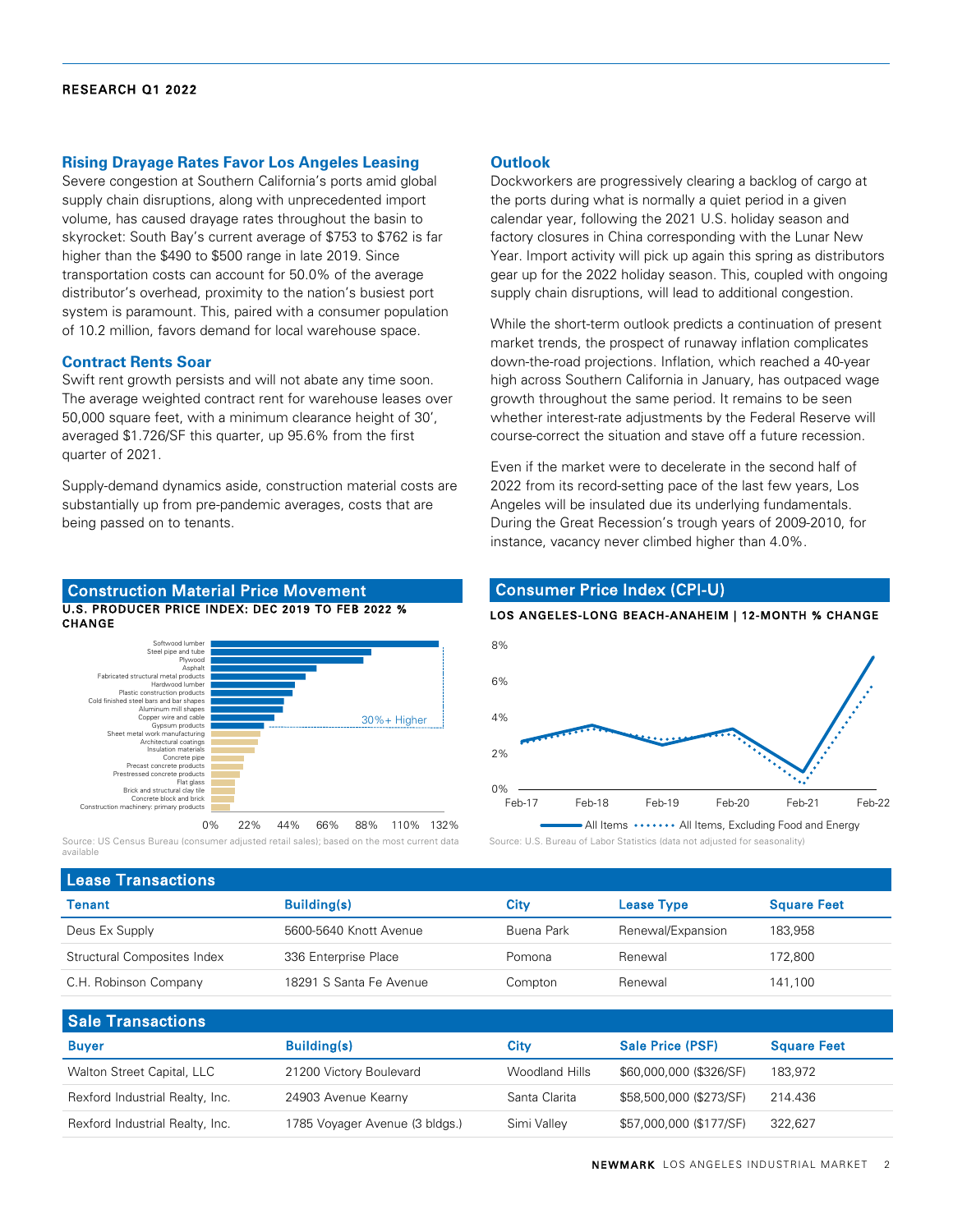RESEARCH Q1 2022

## Rising Drayage Rates Favor Los Angeles Leasing

Severe congestion at Southern California's ports amid global supply chain disruptions, along with unprecedented import volume, has caused drayage rates throughout the basin to skyrocket: South Bay's current average of $753 to $762 is far higher than the $490 to $500 range in late 2019. Since transportation costs can account for 50.0% of the average distributor's overhead, proximity to the nation's busiest port system is paramount. This, paired with a consumer population of 10.2 million, favors demand for local warehouse space.

## Contract Rents Soar

Swift rent growth persists and will not abate any time soon. The average weighted contract rent for warehouse leases over 50,000 square feet, with a minimum clearance height of 30', averaged $1.726/SF this quarter, up 95.6% from the first quarter of 2021.

Supply-demand dynamics aside, construction material costs are substantially up from pre-pandemic averages, costs that are being passed on to tenants.

## Outlook

Dockworkers are progressively clearing a backlog of cargo at the ports during what is normally a quiet period in a given calendar year, following the 2021 U.S. holiday season and factory closures in China corresponding with the Lunar New Year. Import activity will pick up again this spring as distributors gear up for the 2022 holiday season. This, coupled with ongoing supply chain disruptions, will lead to additional congestion.

While the short-term outlook predicts a continuation of present market trends, the prospect of runaway inflation complicates down-the-road projections. Inflation, which reached a 40-year high across Southern California in January, has outpaced wage growth throughout the same period. It remains to be seen whether interest-rate adjustments by the Federal Reserve will course-correct the situation and stave off a future recession.

Even if the market were to decelerate in the second half of 2022 from its record-setting pace of the last few years, Los Angeles will be insulated due its underlying fundamentals. During the Great Recession's trough years of 2009-2010, for instance, vacancy never climbed higher than 4.0%.

## Construction Material Price Movement

**U.S. PRODUCER PRICE INDEX: DEC 2019 TO FEB 2022 % CHANGE**

Categories: Softwood lumber, Steel pipe and tube, Plywood, Asphalt, Fabricated structural metal products, Hardwood lumber, Plastic construction products, Cold finished steel bars and bar shapes, Aluminum mill shapes, Copper wire and cable, Gypsum products, Sheet metal work manufacturing, Architectural coatings, Insulation materials, Concrete pipe, Precast concrete products, Prestressed concrete products, Flat glass, Brick and structural clay tile, Concrete block and brick, Construction machinery: primary products

30%+ Higher

Source: US Census Bureau (consumer adjusted retail sales); based on the most current data available

## Consumer Price Index (CPI-U)

**LOS ANGELES-LONG BEACH-ANAHEIM | 12-MONTH % CHANGE**

Legend: All Items; All Items, Excluding Food and Energy

Source: U.S. Bureau of Labor Statistics (data not adjusted for seasonality)

## Lease Transactions

| Tenant | Building(s) | City | Lease Type | Square Feet |
|---|---|---|---|---|
| Deus Ex Supply | 5600-5640 Knott Avenue | Buena Park | Renewal/Expansion | 183,958 |
| Structural Composites Index | 336 Enterprise Place | Pomona | Renewal | 172,800 |
| C.H. Robinson Company | 18291 S Santa Fe Avenue | Compton | Renewal | 141,100 |

## Sale Transactions

| Buyer | Building(s) | City | Sale Price (PSF) | Square Feet |
|---|---|---|---|---|
| Walton Street Capital, LLC | 21200 Victory Boulevard | Woodland Hills | $60,000,000 ($326/SF) | 183,972 |
| Rexford Industrial Realty, Inc. | 24903 Avenue Kearny | Santa Clarita | $58,500,000 ($273/SF) | 214.436 |
| Rexford Industrial Realty, Inc. | 1785 Voyager Avenue (3 bldgs.) | Simi Valley | $57,000,000 ($177/SF) | 322,627 |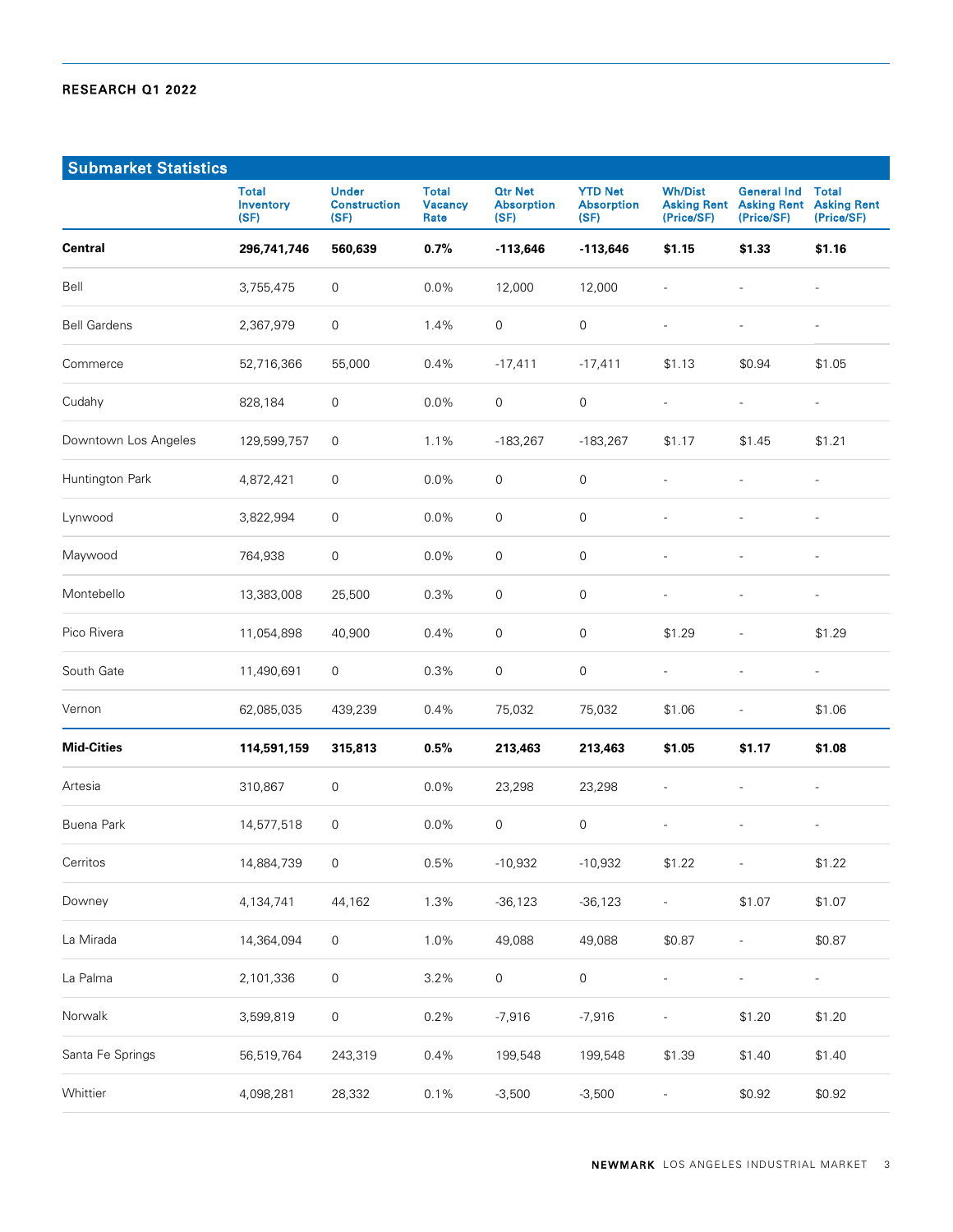RESEARCH Q1 2022

## Submarket Statistics

| | Total Inventory (SF) | Under Construction (SF) | Total Vacancy Rate | Qtr Net Absorption (SF) | YTD Net Absorption (SF) | Wh/Dist Asking Rent (Price/SF) | General Ind Asking Rent (Price/SF) | Total Asking Rent (Price/SF) |
|---|---|---|---|---|---|---|---|---|
| **Central** | **296,741,746** | **560,639** | **0.7%** | **-113,646** | **-113,646** | **$1.15** | **$1.33** | **$1.16** |
| Bell | 3,755,475 | 0 | 0.0% | 12,000 | 12,000 | - | - | - |
| Bell Gardens | 2,367,979 | 0 | 1.4% | 0 | 0 | - | - | - |
| Commerce | 52,716,366 | 55,000 | 0.4% | -17,411 | -17,411 | $1.13 | $0.94 | $1.05 |
| Cudahy | 828,184 | 0 | 0.0% | 0 | 0 | - | - | - |
| Downtown Los Angeles | 129,599,757 | 0 | 1.1% | -183,267 | -183,267 | $1.17 | $1.45 | $1.21 |
| Huntington Park | 4,872,421 | 0 | 0.0% | 0 | 0 | - | - | - |
| Lynwood | 3,822,994 | 0 | 0.0% | 0 | 0 | - | - | - |
| Maywood | 764,938 | 0 | 0.0% | 0 | 0 | - | - | - |
| Montebello | 13,383,008 | 25,500 | 0.3% | 0 | 0 | - | - | - |
| Pico Rivera | 11,054,898 | 40,900 | 0.4% | 0 | 0 | $1.29 | - | $1.29 |
| South Gate | 11,490,691 | 0 | 0.3% | 0 | 0 | - | - | - |
| Vernon | 62,085,035 | 439,239 | 0.4% | 75,032 | 75,032 | $1.06 | - | $1.06 |
| **Mid-Cities** | **114,591,159** | **315,813** | **0.5%** | **213,463** | **213,463** | **$1.05** | **$1.17** | **$1.08** |
| Artesia | 310,867 | 0 | 0.0% | 23,298 | 23,298 | - | - | - |
| Buena Park | 14,577,518 | 0 | 0.0% | 0 | 0 | - | - | - |
| Cerritos | 14,884,739 | 0 | 0.5% | -10,932 | -10,932 | $1.22 | - | $1.22 |
| Downey | 4,134,741 | 44,162 | 1.3% | -36,123 | -36,123 | - | $1.07 | $1.07 |
| La Mirada | 14,364,094 | 0 | 1.0% | 49,088 | 49,088 | $0.87 | - | $0.87 |
| La Palma | 2,101,336 | 0 | 3.2% | 0 | 0 | - | - | - |
| Norwalk | 3,599,819 | 0 | 0.2% | -7,916 | -7,916 | - | $1.20 | $1.20 |
| Santa Fe Springs | 56,519,764 | 243,319 | 0.4% | 199,548 | 199,548 | $1.39 | $1.40 | $1.40 |
| Whittier | 4,098,281 | 28,332 | 0.1% | -3,500 | -3,500 | - | $0.92 | $0.92 |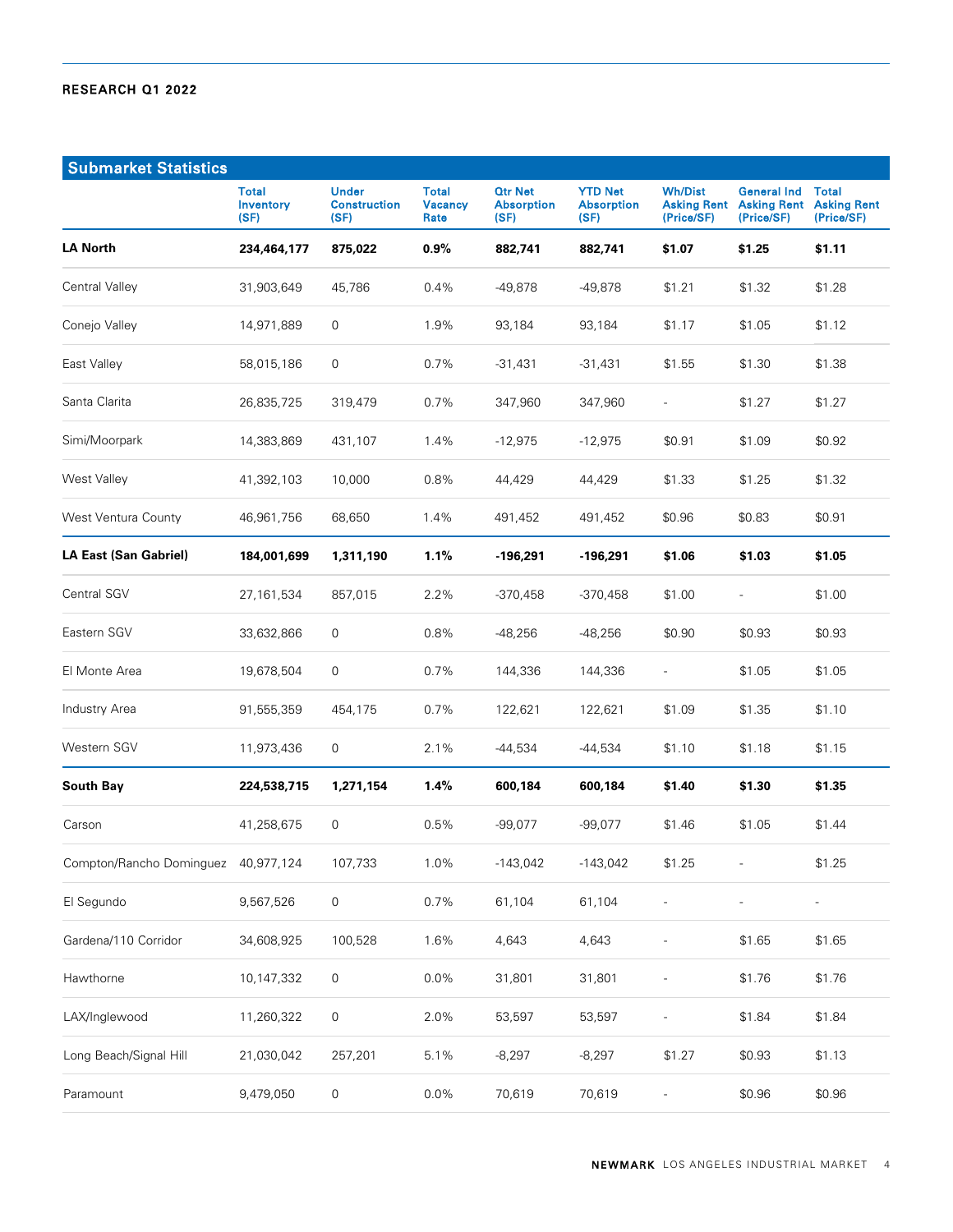## Submarket Statistics

| | Total Inventory (SF) | Under Construction (SF) | Total Vacancy Rate | Qtr Net Absorption (SF) | YTD Net Absorption (SF) | Wh/Dist Asking Rent (Price/SF) | General Ind Asking Rent (Price/SF) | Total Asking Rent (Price/SF) |
|---|---|---|---|---|---|---|---|---|
| **LA North** | **234,464,177** | **875,022** | **0.9%** | **882,741** | **882,741** | **$1.07** | **$1.25** | **$1.11** |
| Central Valley | 31,903,649 | 45,786 | 0.4% | -49,878 | -49,878 | $1.21 | $1.32 | $1.28 |
| Conejo Valley | 14,971,889 | 0 | 1.9% | 93,184 | 93,184 | $1.17 | $1.05 | $1.12 |
| East Valley | 58,015,186 | 0 | 0.7% | -31,431 | -31,431 | $1.55 | $1.30 | $1.38 |
| Santa Clarita | 26,835,725 | 319,479 | 0.7% | 347,960 | 347,960 | - | $1.27 | $1.27 |
| Simi/Moorpark | 14,383,869 | 431,107 | 1.4% | -12,975 | -12,975 | $0.91 | $1.09 | $0.92 |
| West Valley | 41,392,103 | 10,000 | 0.8% | 44,429 | 44,429 | $1.33 | $1.25 | $1.32 |
| West Ventura County | 46,961,756 | 68,650 | 1.4% | 491,452 | 491,452 | $0.96 | $0.83 | $0.91 |
| **LA East (San Gabriel)** | **184,001,699** | **1,311,190** | **1.1%** | **-196,291** | **-196,291** | **$1.06** | **$1.03** | **$1.05** |
| Central SGV | 27,161,534 | 857,015 | 2.2% | -370,458 | -370,458 | $1.00 | - | $1.00 |
| Eastern SGV | 33,632,866 | 0 | 0.8% | -48,256 | -48,256 | $0.90 | $0.93 | $0.93 |
| El Monte Area | 19,678,504 | 0 | 0.7% | 144,336 | 144,336 | - | $1.05 | $1.05 |
| Industry Area | 91,555,359 | 454,175 | 0.7% | 122,621 | 122,621 | $1.09 | $1.35 | $1.10 |
| Western SGV | 11,973,436 | 0 | 2.1% | -44,534 | -44,534 | $1.10 | $1.18 | $1.15 |
| **South Bay** | **224,538,715** | **1,271,154** | **1.4%** | **600,184** | **600,184** | **$1.40** | **$1.30** | **$1.35** |
| Carson | 41,258,675 | 0 | 0.5% | -99,077 | -99,077 | $1.46 | $1.05 | $1.44 |
| Compton/Rancho Dominguez | 40,977,124 | 107,733 | 1.0% | -143,042 | -143,042 | $1.25 | - | $1.25 |
| El Segundo | 9,567,526 | 0 | 0.7% | 61,104 | 61,104 | - | - | - |
| Gardena/110 Corridor | 34,608,925 | 100,528 | 1.6% | 4,643 | 4,643 | - | $1.65 | $1.65 |
| Hawthorne | 10,147,332 | 0 | 0.0% | 31,801 | 31,801 | - | $1.76 | $1.76 |
| LAX/Inglewood | 11,260,322 | 0 | 2.0% | 53,597 | 53,597 | - | $1.84 | $1.84 |
| Long Beach/Signal Hill | 21,030,042 | 257,201 | 5.1% | -8,297 | -8,297 | $1.27 | $0.93 | $1.13 |
| Paramount | 9,479,050 | 0 | 0.0% | 70,619 | 70,619 | - | $0.96 | $0.96 |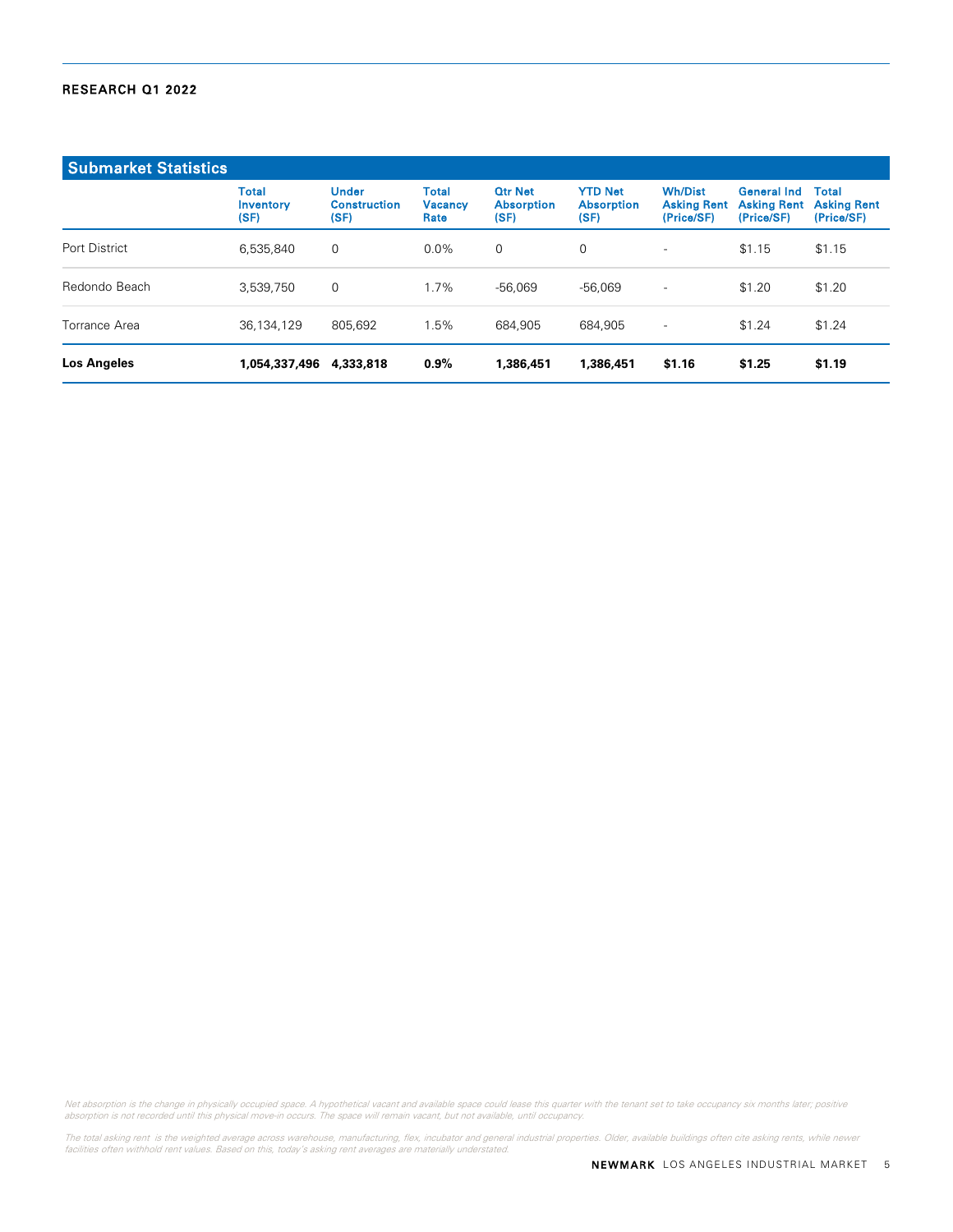## Submarket Statistics

| | Total Inventory (SF) | Under Construction (SF) | Total Vacancy Rate | Qtr Net Absorption (SF) | YTD Net Absorption (SF) | Wh/Dist Asking Rent (Price/SF) | General Ind Asking Rent (Price/SF) | Total Asking Rent (Price/SF) |
|---|---|---|---|---|---|---|---|---|
| Port District | 6,535,840 | 0 | 0.0% | 0 | 0 | - | $1.15 | $1.15 |
| Redondo Beach | 3,539,750 | 0 | 1.7% | -56,069 | -56,069 | - | $1.20 | $1.20 |
| Torrance Area | 36,134,129 | 805,692 | 1.5% | 684,905 | 684,905 | - | $1.24 | $1.24 |
| **Los Angeles** | **1,054,337,496** | **4,333,818** | **0.9%** | **1,386,451** | **1,386,451** | **$1.16** | **$1.25** | **$1.19** |

*Net absorption is the change in physically occupied space. A hypothetical vacant and available space could lease this quarter with the tenant set to take occupancy six months later; positive absorption is not recorded until this physical move-in occurs. The space will remain vacant, but not available, until occupancy.*

*The total asking rent is the weighted average across warehouse, manufacturing, flex, incubator and general industrial properties. Older, available buildings often cite asking rents, while newer facilities often withhold rent values. Based on this, today's asking rent averages are materially understated.*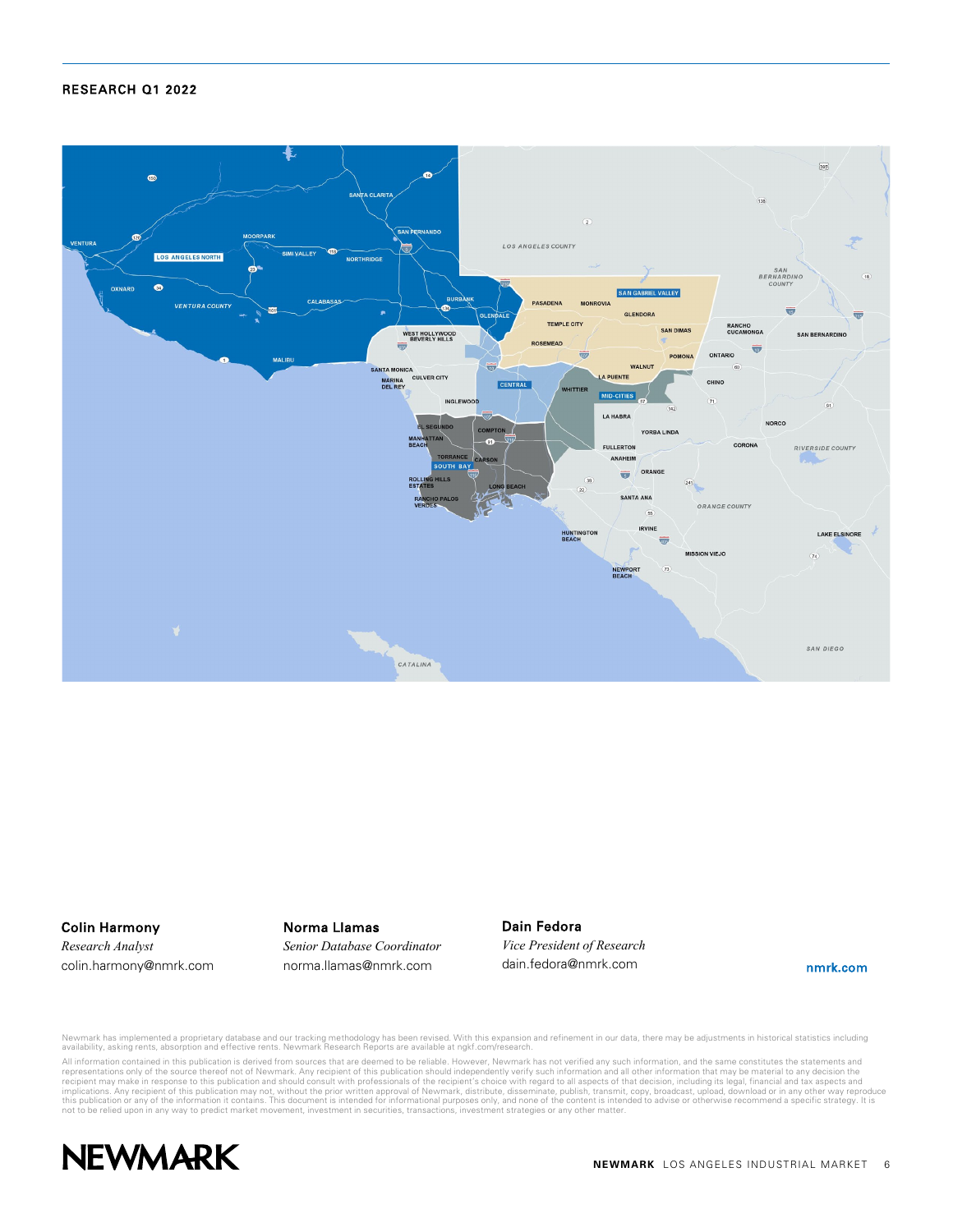RESEARCH Q1 2022

LOS ANGELES NORTH
SAN GABRIEL VALLEY
CENTRAL
MID-CITIES
SOUTH BAY

SANTA CLARITA
SAN FERNANDO
VENTURA
MOORPARK
SIMI VALLEY
NORTHRIDGE
OXNARD
VENTURA COUNTY
CALABASAS
BURBANK
GLENDALE
PASADENA
MONROVIA
GLENDORA
TEMPLE CITY
SAN DIMAS
ROSEMEAD
POMONA
WALNUT
LA PUENTE
WHITTIER
MALIBU
WEST HOLLYWOOD
BEVERLY HILLS
SANTA MONICA
MARINA DEL REY
CULVER CITY
INGLEWOOD
EL SEGUNDO
MANHATTAN BEACH
COMPTON
TORRANCE
CARSON
ROLLING HILLS ESTATES
RANCHO PALOS VERDES
LONG BEACH
LOS ANGELES COUNTY
SAN BERNARDINO COUNTY
RANCHO CUCAMONGA
SAN BERNARDINO
ONTARIO
CHINO
LA HABRA
YORBA LINDA
FULLERTON
ANAHEIM
ORANGE
SANTA ANA
NORCO
CORONA
RIVERSIDE COUNTY
ORANGE COUNTY
HUNTINGTON BEACH
IRVINE
MISSION VIEJO
NEWPORT BEACH
LAKE ELSINORE
SAN DIEGO
CATALINA

**Colin Harmony**
*Research Analyst*
colin.harmony@nmrk.com

**Norma Llamas**
*Senior Database Coordinator*
norma.llamas@nmrk.com

**Dain Fedora**
*Vice President of Research*
dain.fedora@nmrk.com

nmrk.com

Newmark has implemented a proprietary database and our tracking methodology has been revised. With this expansion and refinement in our data, there may be adjustments in historical statistics including availability, asking rents, absorption and effective rents. Newmark Research Reports are available at ngkf.com/research.

All information contained in this publication is derived from sources that are deemed to be reliable. However, Newmark has not verified any such information, and the same constitutes the statements and representations only of the source thereof not of Newmark. Any recipient of this publication should independently verify such information and all other information that may be material to any decision the recipient may make in response to this publication and should consult with professionals of the recipient's choice with regard to all aspects of that decision, including its legal, financial and tax aspects and implications. Any recipient of this publication may not, without the prior written approval of Newmark, distribute, disseminate, publish, transmit, copy, broadcast, upload, download or in any other way reproduce this publication or any of the information it contains. This document is intended for informational purposes only, and none of the content is intended to advise or otherwise recommend a specific strategy. It is not to be relied upon in any way to predict market movement, investment in securities, transactions, investment strategies or any other matter.

NEWMARK